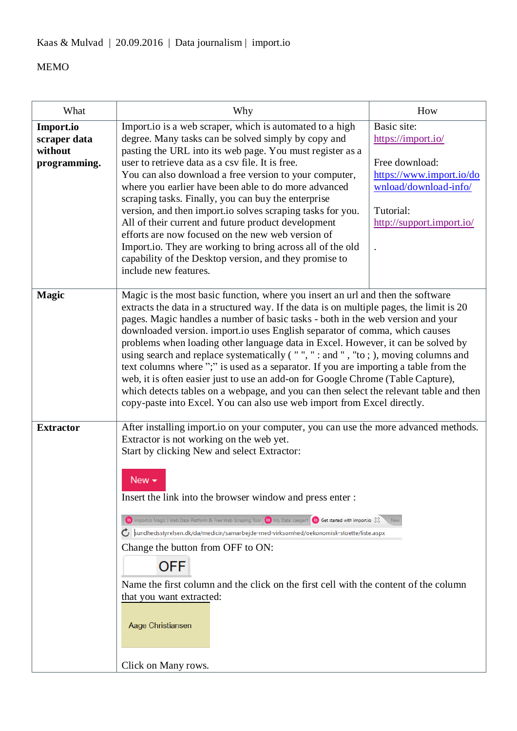Kaas & Mulvad | 20.09.2016 | Data journalism | import.io

MEMO

| What | Why | How |
|---|---|---|
| **Import.io scraper data without programming.** | Import.io is a web scraper, which is automated to a high degree. Many tasks can be solved simply by copy and pasting the URL into its web page. You must register as a user to retrieve data as a csv file. It is free.<br>You can also download a free version to your computer, where you earlier have been able to do more advanced scraping tasks. Finally, you can buy the enterprise version, and then import.io solves scraping tasks for you. All of their current and future product development efforts are now focused on the new web version of Import.io. They are working to bring across all of the old capability of the Desktop version, and they promise to include new features. | Basic site:<br>https://import.io/<br><br>Free download:<br>https://www.import.io/download/download-info/<br><br>Tutorial:<br>http://support.import.io/<br><br>. |
| **Magic** | Magic is the most basic function, where you insert an url and then the software extracts the data in a structured way. If the data is on multiple pages, the limit is 20 pages. Magic handles a number of basic tasks - both in the web version and your downloaded version. import.io uses English separator of comma, which causes problems when loading other language data in Excel. However, it can be solved by using search and replace systematically ( " ", " : and " , "to ; ), moving columns and text columns where ";" is used as a separator. If you are importing a table from the web, it is often easier just to use an add-on for Google Chrome (Table Capture), which detects tables on a webpage, and you can then select the relevant table and then copy-paste into Excel. You can also use web import from Excel directly. | |
| **Extractor** | After installing import.io on your computer, you can use the more advanced methods. Extractor is not working on the web yet.<br>Start by clicking New and select Extractor:<br>New ▾<br>Insert the link into the browser window and press enter :<br>sundhedsstyrelsen.dk/da/medicin/samarbejde-med-virksomhed/oekonomisk-stoette/liste.aspx<br>Change the button from OFF to ON:<br>OFF<br>Name the first column and the click on the first cell with the content of the column that you want extracted:<br>Aage Christiansen<br><br>Click on Many rows. | |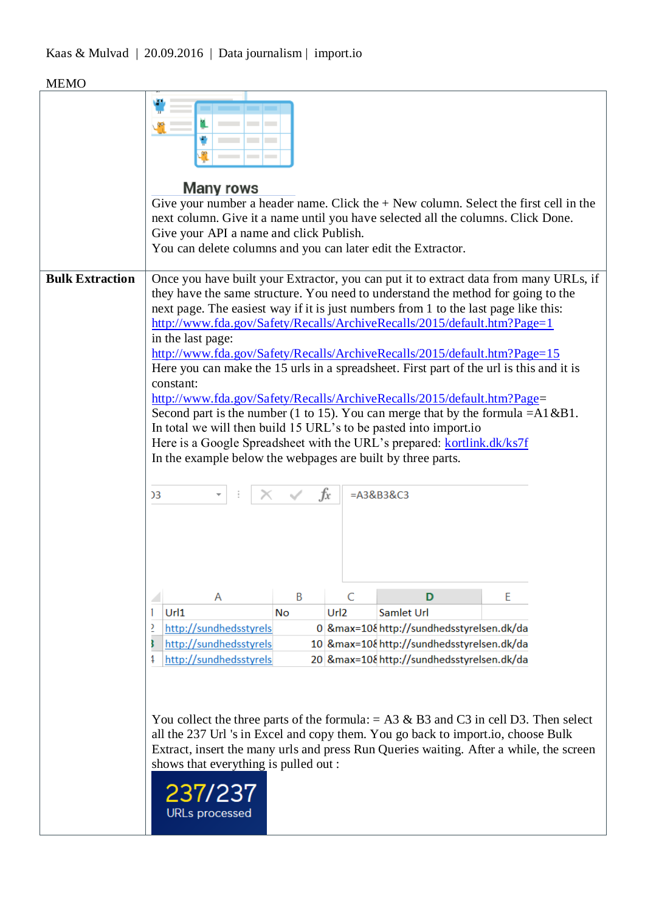MEMO

| | |
|---|---|
| | **Many rows**<br>Give your number a header name. Click the + New column. Select the first cell in the next column. Give it a name until you have selected all the columns. Click Done.<br>Give your API a name and click Publish.<br>You can delete columns and you can later edit the Extractor. |
| **Bulk Extraction** | Once you have built your Extractor, you can put it to extract data from many URLs, if they have the same structure. You need to understand the method for going to the next page. The easiest way if it is just numbers from 1 to the last page like this:<br>http://www.fda.gov/Safety/Recalls/ArchiveRecalls/2015/default.htm?Page=1<br>in the last page:<br>http://www.fda.gov/Safety/Recalls/ArchiveRecalls/2015/default.htm?Page=15<br>Here you can make the 15 urls in a spreadsheet. First part of the url is this and it is constant:<br>http://www.fda.gov/Safety/Recalls/ArchiveRecalls/2015/default.htm?Page=<br>Second part is the number (1 to 15). You can merge that by the formula =A1&B1.<br>In total we will then build 15 URL's to be pasted into import.io<br>Here is a Google Spreadsheet with the URL's prepared: kortlink.dk/ks7f<br>In the example below the webpages are built by three parts.<br><br>D3 =A3&B3&C3<br><br>(see table below)<br><br>You collect the three parts of the formula: = A3 & B3 and C3 in cell D3. Then select all the 237 Url 's in Excel and copy them. You go back to import.io, choose Bulk Extract, insert the many urls and press Run Queries waiting. After a while, the screen shows that everything is pulled out :<br><br>**237/237**<br>URLs processed |

| | A | B | C | D | E |
|---|---|---|---|---|---|
| 1 | Url1 | No | Url2 | Samlet Url | |
| 2 | http://sundhedsstyrels | 0 | &max=10& | http://sundhedsstyrelsen.dk/da | |
| 3 | http://sundhedsstyrels | 10 | &max=10& | http://sundhedsstyrelsen.dk/da | |
| 4 | http://sundhedsstyrels | 20 | &max=10& | http://sundhedsstyrelsen.dk/da | |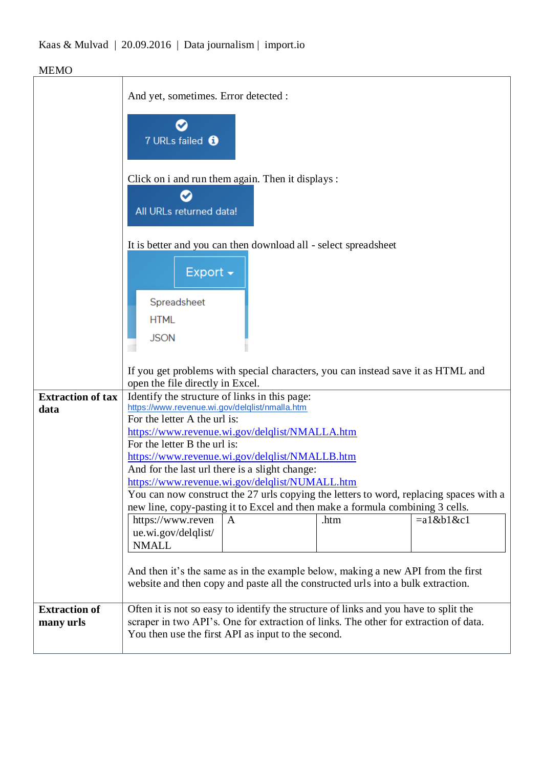MEMO

| | |
|---|---|
| | And yet, sometimes. Error detected : 7 URLs failed. Click on i and run them again. Then it displays : All URLs returned data! It is better and you can then download all - select spreadsheet. Export: Spreadsheet, HTML, JSON. If you get problems with special characters, you can instead save it as HTML and open the file directly in Excel. |
| **Extraction of tax data** | Identify the structure of links in this page: https://www.revenue.wi.gov/delqlist/nmalla.htm For the letter A the url is: https://www.revenue.wi.gov/delqlist/NMALLA.htm For the letter B the url is: https://www.revenue.wi.gov/delqlist/NMALLB.htm And for the last url there is a slight change: https://www.revenue.wi.gov/delqlist/NUMALL.htm You can now construct the 27 urls copying the letters to word, replacing spaces with a new line, copy-pasting it to Excel and then make a formula combining 3 cells. [https://www.revenue.wi.gov/delqlist/NMALL \| A \| .htm \| =a1&b1&c1] And then it's the same as in the example below, making a new API from the first website and then copy and paste all the constructed urls into a bulk extraction. |
| **Extraction of many urls** | Often it is not so easy to identify the structure of links and you have to split the scraper in two API's. One for extraction of links. The other for extraction of data. You then use the first API as input to the second. |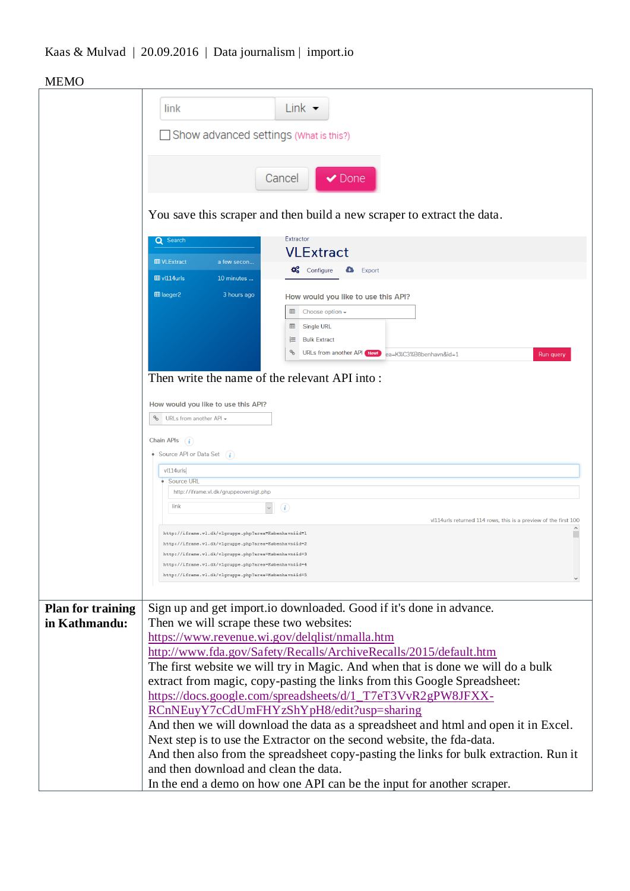| | |
|---|---|
| | You save this scraper and then build a new scraper to extract the data. <br> Then write the name of the relevant API into : |
| **Plan for training in Kathmandu:** | Sign up and get import.io downloaded. Good if it's done in advance. <br> Then we will scrape these two websites: <br> https://www.revenue.wi.gov/delqlist/nmalla.htm <br> http://www.fda.gov/Safety/Recalls/ArchiveRecalls/2015/default.htm <br> The first website we will try in Magic. And when that is done we will do a bulk extract from magic, copy-pasting the links from this Google Spreadsheet: <br> https://docs.google.com/spreadsheets/d/1_T7eT3VvR2gPW8JFXX-RCnNEuyY7cCdUmFHYzShYpH8/edit?usp=sharing <br> And then we will download the data as a spreadsheet and html and open it in Excel. <br> Next step is to use the Extractor on the second website, the fda-data. <br> And then also from the spreadsheet copy-pasting the links for bulk extraction. Run it and then download and clean the data. <br> In the end a demo on how one API can be the input for another scraper. |